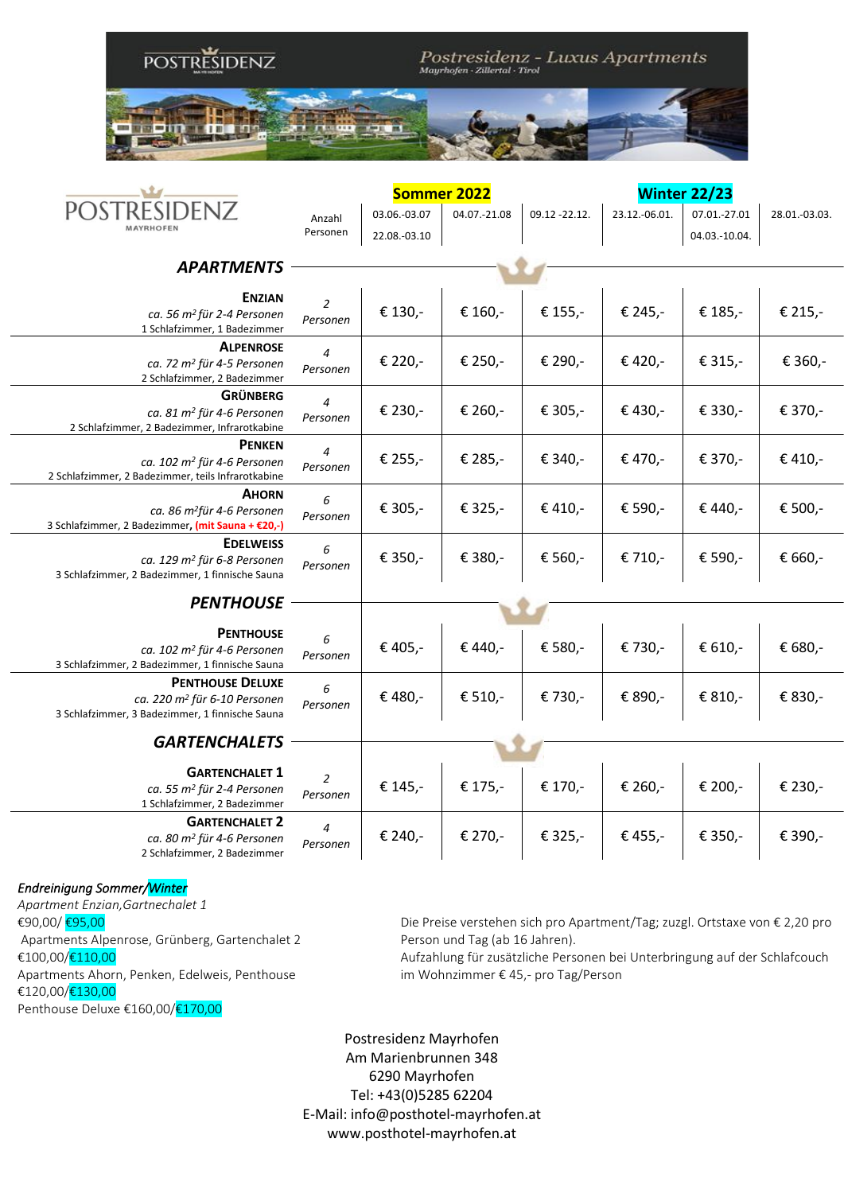# POSTRESIDENZ

## Postresidenz - Luxus Apartments

Mayrhofen · Zillertal · Tirol

| POSTRESIDENZ MAYRHOFEN | Anzahl Personen | Sommer 2022 | | | Winter 22/23 | | |
|---|---|---|---|---|---|---|---|
| | | 03.06.-03.07 22.08.-03.10 | 04.07.-21.08 | 09.12 -22.12. | 23.12.-06.01. | 07.01.-27.01 04.03.-10.04. | 28.01.-03.03. |
| ***APARTMENTS*** | | | | | | | |
| **ENZIAN** *ca. 56 m² für 2-4 Personen* 1 Schlafzimmer, 1 Badezimmer | *2 Personen* | € 130,- | € 160,- | € 155,- | € 245,- | € 185,- | € 215,- |
| **ALPENROSE** *ca. 72 m² für 4-5 Personen* 2 Schlafzimmer, 2 Badezimmer | *4 Personen* | € 220,- | € 250,- | € 290,- | € 420,- | € 315,- | € 360,- |
| **GRÜNBERG** *ca. 81 m² für 4-6 Personen* 2 Schlafzimmer, 2 Badezimmer, Infrarotkabine | *4 Personen* | € 230,- | € 260,- | € 305,- | € 430,- | € 330,- | € 370,- |
| **PENKEN** *ca. 102 m² für 4-6 Personen* 2 Schlafzimmer, 2 Badezimmer, teils Infrarotkabine | *4 Personen* | € 255,- | € 285,- | € 340,- | € 470,- | € 370,- | € 410,- |
| **AHORN** *ca. 86 m²für 4-6 Personen* 3 Schlafzimmer, 2 Badezimmer, **(mit Sauna + €20,-)** | *6 Personen* | € 305,- | € 325,- | € 410,- | € 590,- | € 440,- | € 500,- |
| **EDELWEISS** *ca. 129 m² für 6-8 Personen* 3 Schlafzimmer, 2 Badezimmer, 1 finnische Sauna | *6 Personen* | € 350,- | € 380,- | € 560,- | € 710,- | € 590,- | € 660,- |
| ***PENTHOUSE*** | | | | | | | |
| **PENTHOUSE** *ca. 102 m² für 4-6 Personen* 3 Schlafzimmer, 2 Badezimmer, 1 finnische Sauna | *6 Personen* | € 405,- | € 440,- | € 580,- | € 730,- | € 610,- | € 680,- |
| **PENTHOUSE DELUXE** *ca. 220 m² für 6-10 Personen* 3 Schlafzimmer, 3 Badezimmer, 1 finnische Sauna | *6 Personen* | € 480,- | € 510,- | € 730,- | € 890,- | € 810,- | € 830,- |
| ***GARTENCHALETS*** | | | | | | | |
| **GARTENCHALET 1** *ca. 55 m² für 2-4 Personen* 1 Schlafzimmer, 2 Badezimmer | *2 Personen* | € 145,- | € 175,- | € 170,- | € 260,- | € 200,- | € 230,- |
| **GARTENCHALET 2** *ca. 80 m² für 4-6 Personen* 2 Schlafzimmer, 2 Badezimmer | *4 Personen* | € 240,- | € 270,- | € 325,- | € 455,- | € 350,- | € 390,- |

***Endreinigung Sommer/Winter***

*Apartment Enzian,Gartnechalet 1*

€90,00/ €95,00

Apartments Alpenrose, Grünberg, Gartenchalet 2

€100,00/€110,00

Apartments Ahorn, Penken, Edelweis, Penthouse

€120,00/€130,00

Penthouse Deluxe €160,00/€170,00

Die Preise verstehen sich pro Apartment/Tag; zuzgl. Ortstaxe von € 2,20 pro Person und Tag (ab 16 Jahren).

Aufzahlung für zusätzliche Personen bei Unterbringung auf der Schlafcouch im Wohnzimmer € 45,- pro Tag/Person

Postresidenz Mayrhofen
Am Marienbrunnen 348
6290 Mayrhofen
Tel: +43(0)5285 62204
E-Mail: info@posthotel-mayrhofen.at
www.posthotel-mayrhofen.at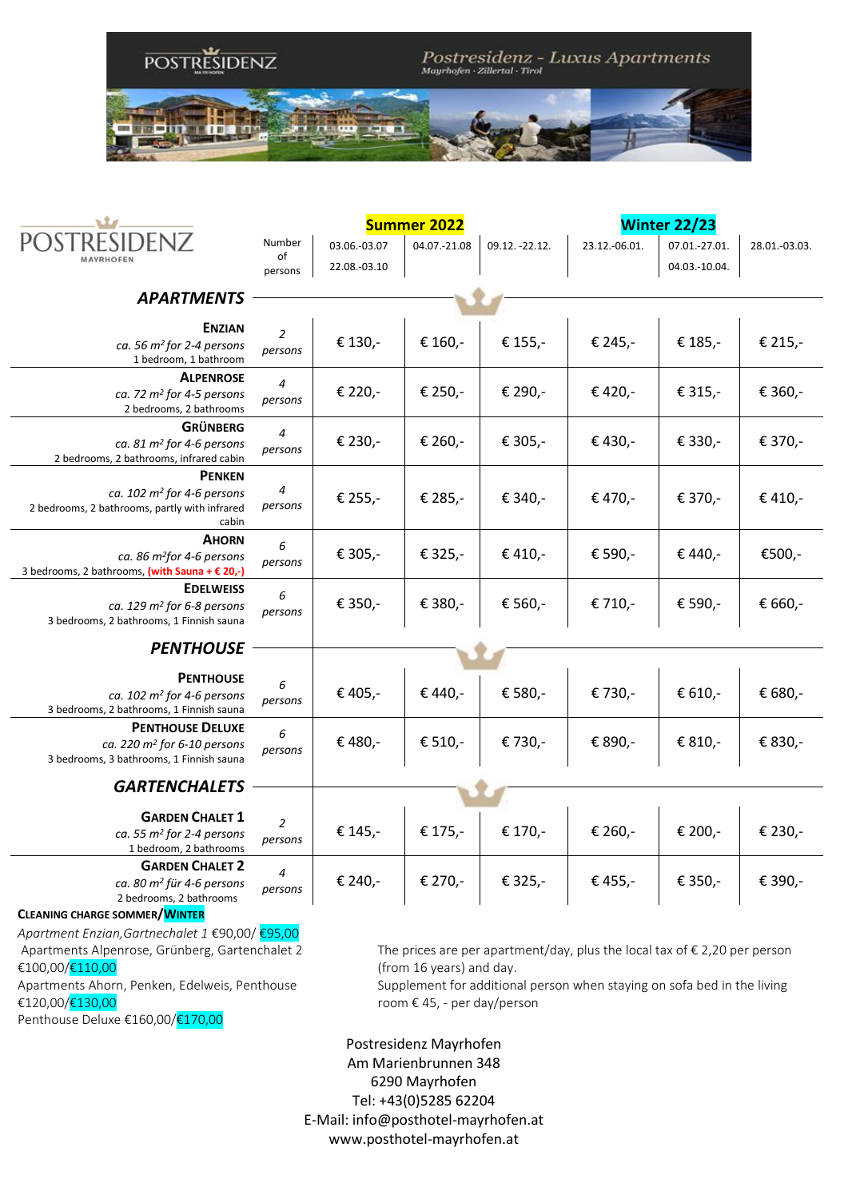# POSTRESIDENZ

**Postresidenz - Luxus Apartments**
*Mayrhofen · Zillertal · Tirol*

| POSTRESIDENZ MAYRHOFEN | Number of persons | Summer 2022 | | | Winter 22/23 | | |
|---|---|---|---|---|---|---|---|
| | | 03.06.-03.07 / 22.08.-03.10 | 04.07.-21.08 | 09.12. -22.12. | 23.12.-06.01. | 07.01.-27.01. / 04.03.-10.04. | 28.01.-03.03. |
| ***APARTMENTS*** | | | | | | | |
| **ENZIAN** *ca. 56 m² for 2-4 persons* 1 bedroom, 1 bathroom | *2 persons* | € 130,- | € 160,- | € 155,- | € 245,- | € 185,- | € 215,- |
| **ALPENROSE** *ca. 72 m² for 4-5 persons* 2 bedrooms, 2 bathrooms | *4 persons* | € 220,- | € 250,- | € 290,- | € 420,- | € 315,- | € 360,- |
| **GRÜNBERG** *ca. 81 m² for 4-6 persons* 2 bedrooms, 2 bathrooms, infrared cabin | *4 persons* | € 230,- | € 260,- | € 305,- | € 430,- | € 330,- | € 370,- |
| **PENKEN** *ca. 102 m² for 4-6 persons* 2 bedrooms, 2 bathrooms, partly with infrared cabin | *4 persons* | € 255,- | € 285,- | € 340,- | € 470,- | € 370,- | € 410,- |
| **AHORN** *ca. 86 m²for 4-6 persons* 3 bedrooms, 2 bathrooms, **(with Sauna + € 20,-)** | *6 persons* | € 305,- | € 325,- | € 410,- | € 590,- | € 440,- | €500,- |
| **EDELWEISS** *ca. 129 m² for 6-8 persons* 3 bedrooms, 2 bathrooms, 1 Finnish sauna | *6 persons* | € 350,- | € 380,- | € 560,- | € 710,- | € 590,- | € 660,- |
| ***PENTHOUSE*** | | | | | | | |
| **PENTHOUSE** *ca. 102 m² for 4-6 persons* 3 bedrooms, 2 bathrooms, 1 Finnish sauna | *6 persons* | € 405,- | € 440,- | € 580,- | € 730,- | € 610,- | € 680,- |
| **PENTHOUSE DELUXE** *ca. 220 m² for 6-10 persons* 3 bedrooms, 3 bathrooms, 1 Finnish sauna | *6 persons* | € 480,- | € 510,- | € 730,- | € 890,- | € 810,- | € 830,- |
| ***GARTENCHALETS*** | | | | | | | |
| **GARDEN CHALET 1** *ca. 55 m² for 2-4 persons* 1 bedroom, 2 bathrooms | *2 persons* | € 145,- | € 175,- | € 170,- | € 260,- | € 200,- | € 230,- |
| **GARDEN CHALET 2** *ca. 80 m² für 4-6 persons* 2 bedrooms, 2 bathrooms | *4 persons* | € 240,- | € 270,- | € 325,- | € 455,- | € 350,- | € 390,- |

**CLEANING CHARGE SOMMER/WINTER**

*Apartment Enzian,Gartnechalet 1* €90,00/ €95,00
Apartments Alpenrose, Grünberg, Gartenchalet 2 €100,00/€110,00
Apartments Ahorn, Penken, Edelweis, Penthouse €120,00/€130,00
Penthouse Deluxe €160,00/€170,00

The prices are per apartment/day, plus the local tax of € 2,20 per person (from 16 years) and day.
Supplement for additional person when staying on sofa bed in the living room € 45, - per day/person

Postresidenz Mayrhofen
Am Marienbrunnen 348
6290 Mayrhofen
Tel: +43(0)5285 62204
E-Mail: info@posthotel-mayrhofen.at
www.posthotel-mayrhofen.at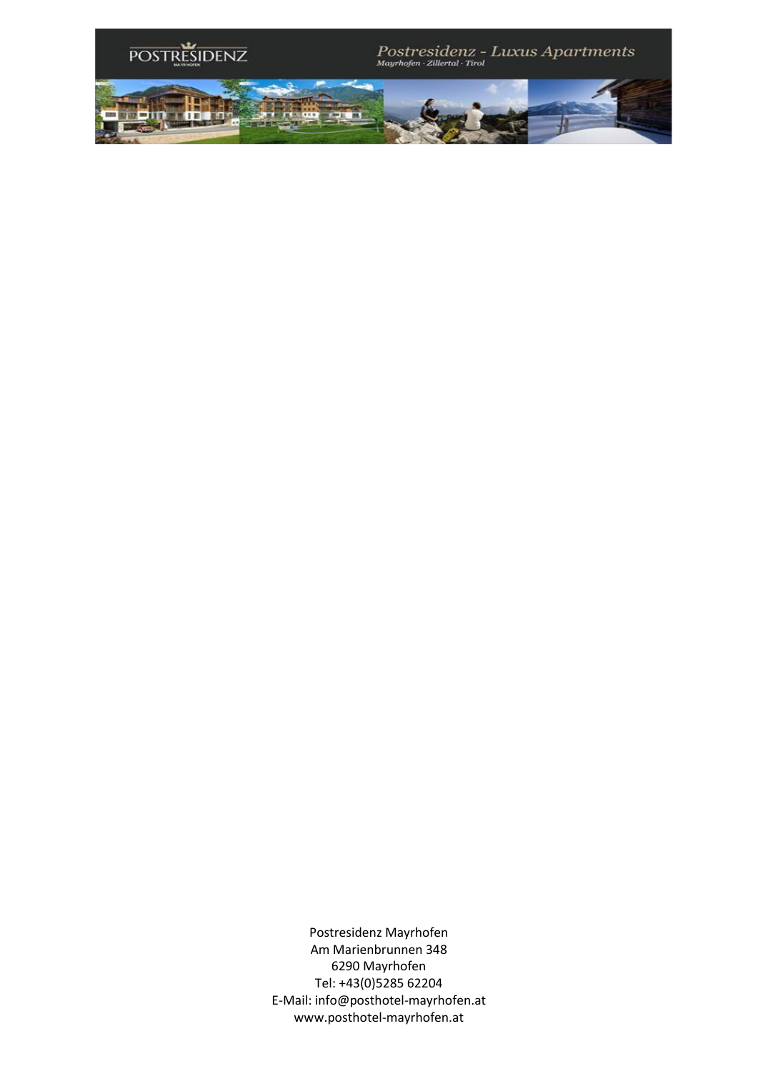Postresidenz Mayrhofen
Am Marienbrunnen 348
6290 Mayrhofen
Tel: +43(0)5285 62204
E-Mail: info@posthotel-mayrhofen.at
www.posthotel-mayrhofen.at